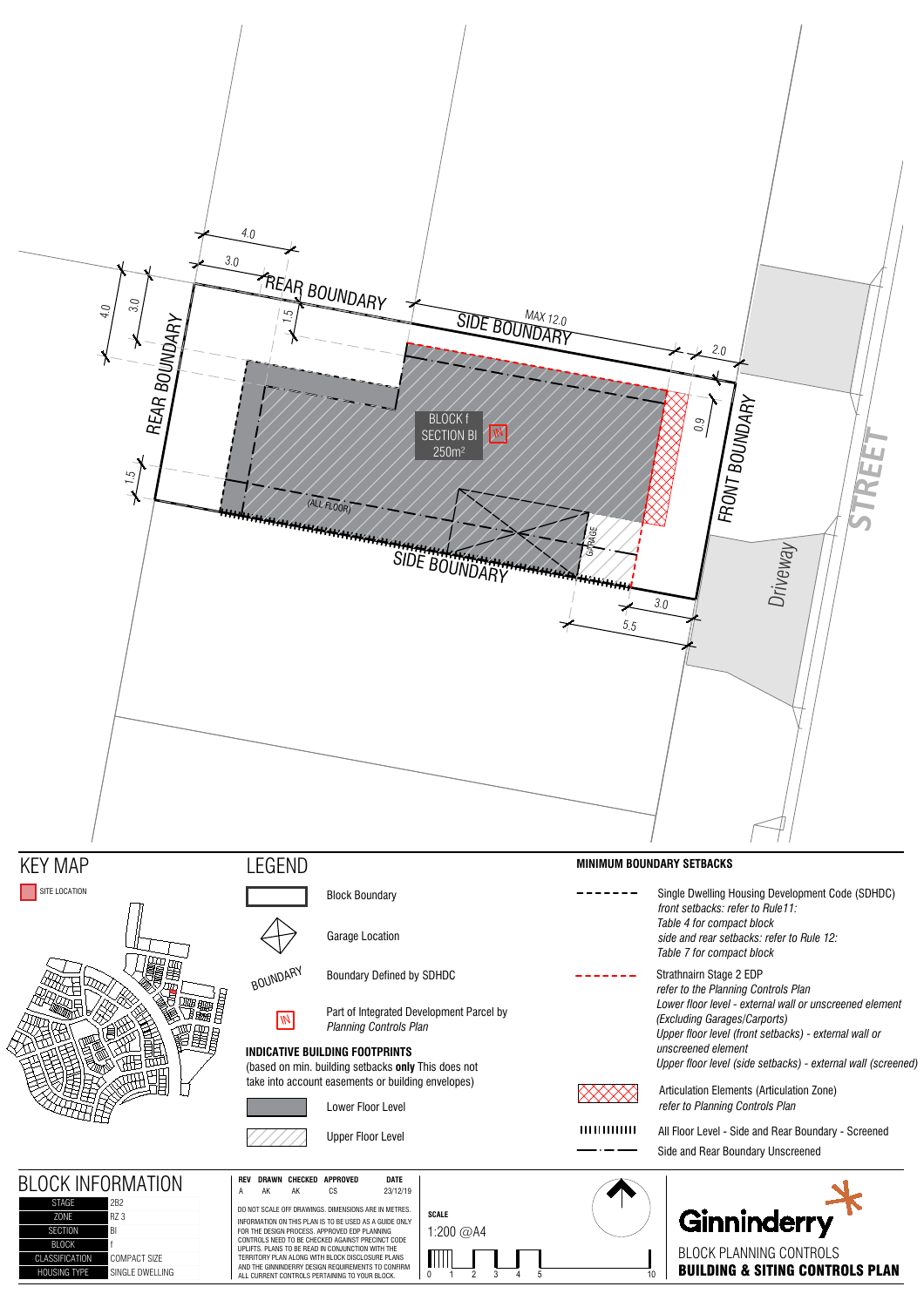REAR BOUNDARY

SIDE BOUNDARY

MAX 12.0

REAR BOUNDARY

FRONT BOUNDARY

SIDE BOUNDARY

BLOCK f
SECTION BI
250m²

(ALL FLOOR)

GARAGE

Driveway

STREET

4.0 | 3.0 | 4.0 | 3.0 | 1.5 | 1.5 | 2.0 | 0.9 | 3.0 | 5.5

## KEY MAP

SITE LOCATION

## LEGEND

- Block Boundary
- Garage Location
- BOUNDARY — Boundary Defined by SDHDC
- Part of Integrated Development Parcel by *Planning Controls Plan*

**INDICATIVE BUILDING FOOTPRINTS**
(based on min. building setbacks **only** This does not take into account easements or building envelopes)

- Lower Floor Level
- Upper Floor Level

**MINIMUM BOUNDARY SETBACKS**

- Single Dwelling Housing Development Code (SDHDC)
  *front setbacks: refer to Rule11: Table 4 for compact block*
  *side and rear setbacks: refer to Rule 12: Table 7 for compact block*
- Strathnairn Stage 2 EDP
  *refer to the Planning Controls Plan*
  *Lower floor level - external wall or unscreened element (Excluding Garages/Carports)*
  *Upper floor level (front setbacks) - external wall or unscreened element*
  *Upper floor level (side setbacks) - external wall (screened)*
- Articulation Elements (Articulation Zone)
  *refer to Planning Controls Plan*
- All Floor Level - Side and Rear Boundary - Screened
- Side and Rear Boundary Unscreened

## BLOCK INFORMATION

| | |
|---|---|
| STAGE | 2B2 |
| ZONE | RZ 3 |
| SECTION | BI |
| BLOCK | f |
| CLASSIFICATION | COMPACT SIZE |
| HOUSING TYPE | SINGLE DWELLING |

| REV | DRAWN | CHECKED | APPROVED | DATE |
|---|---|---|---|---|
| A | AK | AK | CS | 23/12/19 |

DO NOT SCALE OFF DRAWINGS. DIMENSIONS ARE IN METRES.
INFORMATION ON THIS PLAN IS TO BE USED AS A GUIDE ONLY FOR THE DESIGN PROCESS. APPROVED EDP PLANNING CONTROLS NEED TO BE CHECKED AGAINST PRECINCT CODE UPLIFTS. PLANS TO BE READ IN CONJUNCTION WITH THE TERRITORY PLAN ALONG WITH BLOCK DISCLOSURE PLANS AND THE GINNINDERRY DESIGN REQUIREMENTS TO CONFIRM ALL CURRENT CONTROLS PERTAINING TO YOUR BLOCK.

**SCALE**
1:200 @A4

0 1 2 3 4 5 10

Ginninderry

BLOCK PLANNING CONTROLS
**BUILDING & SITING CONTROLS PLAN**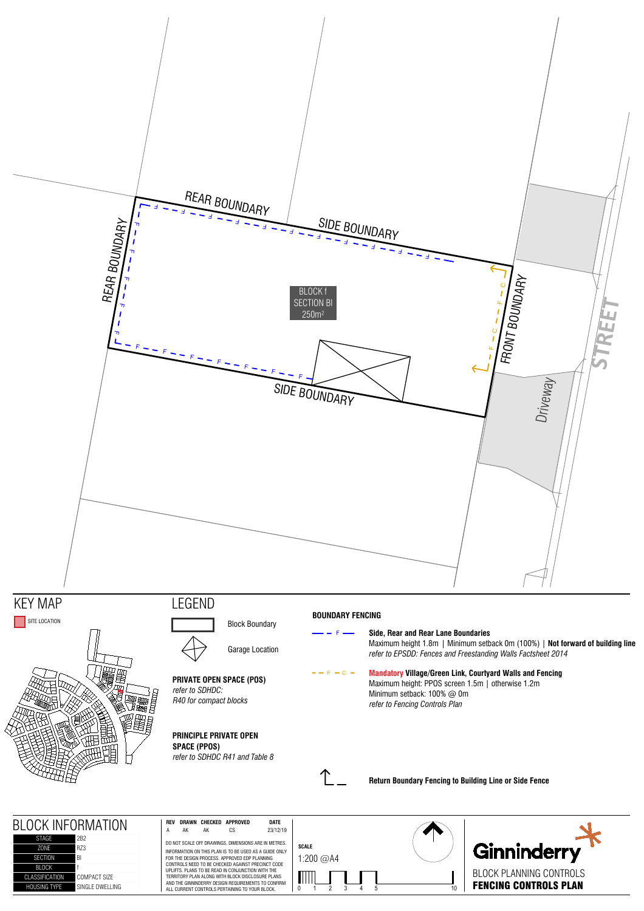REAR BOUNDARY

SIDE BOUNDARY

REAR BOUNDARY

FRONT BOUNDARY

SIDE BOUNDARY

BLOCK f
SECTION BI
250m²

Driveway

STREET

## KEY MAP

SITE LOCATION

## LEGEND

Block Boundary

Garage Location

**PRIVATE OPEN SPACE (POS)**
*refer to SDHDC:*
*R40 for compact blocks*

**PRINCIPLE PRIVATE OPEN SPACE (PPOS)**
*refer to SDHDC R41 and Table 8*

**BOUNDARY FENCING**

**Side, Rear and Rear Lane Boundaries**
Maximum height 1.8m | Minimum setback 0m (100%) | **Not forward of building line**
*refer to EPSDD: Fences and Freestanding Walls Factsheet 2014*

**Mandatory Village/Green Link, Courtyard Walls and Fencing**
Maximum height: PPOS screen 1.5m | otherwise 1.2m
Minimum setback: 100% @ 0m
*refer to Fencing Controls Plan*

**Return Boundary Fencing to Building Line or Side Fence**

## BLOCK INFORMATION

| | |
|---|---|
| STAGE | 2B2 |
| ZONE | RZ3 |
| SECTION | BI |
| BLOCK | f |
| CLASSIFICATION | COMPACT SIZE |
| HOUSING TYPE | SINGLE DWELLING |

| REV | DRAWN | CHECKED | APPROVED | DATE |
|---|---|---|---|---|
| A | AK | AK | CS | 23/12/19 |

DO NOT SCALE OFF DRAWINGS. DIMENSIONS ARE IN METRES.
INFORMATION ON THIS PLAN IS TO BE USED AS A GUIDE ONLY FOR THE DESIGN PROCESS. APPROVED EDP PLANNING CONTROLS NEED TO BE CHECKED AGAINST PRECINCT CODE UPLIFTS. PLANS TO BE READ IN CONJUNCTION WITH THE TERRITORY PLAN ALONG WITH BLOCK DISCLOSURE PLANS AND THE GINNINDERRY DESIGN REQUIREMENTS TO CONFIRM ALL CURRENT CONTROLS PERTAINING TO YOUR BLOCK.

**SCALE**
1:200 @A4

0 1 2 3 4 5 10

Ginninderry

BLOCK PLANNING CONTROLS
**FENCING CONTROLS PLAN**